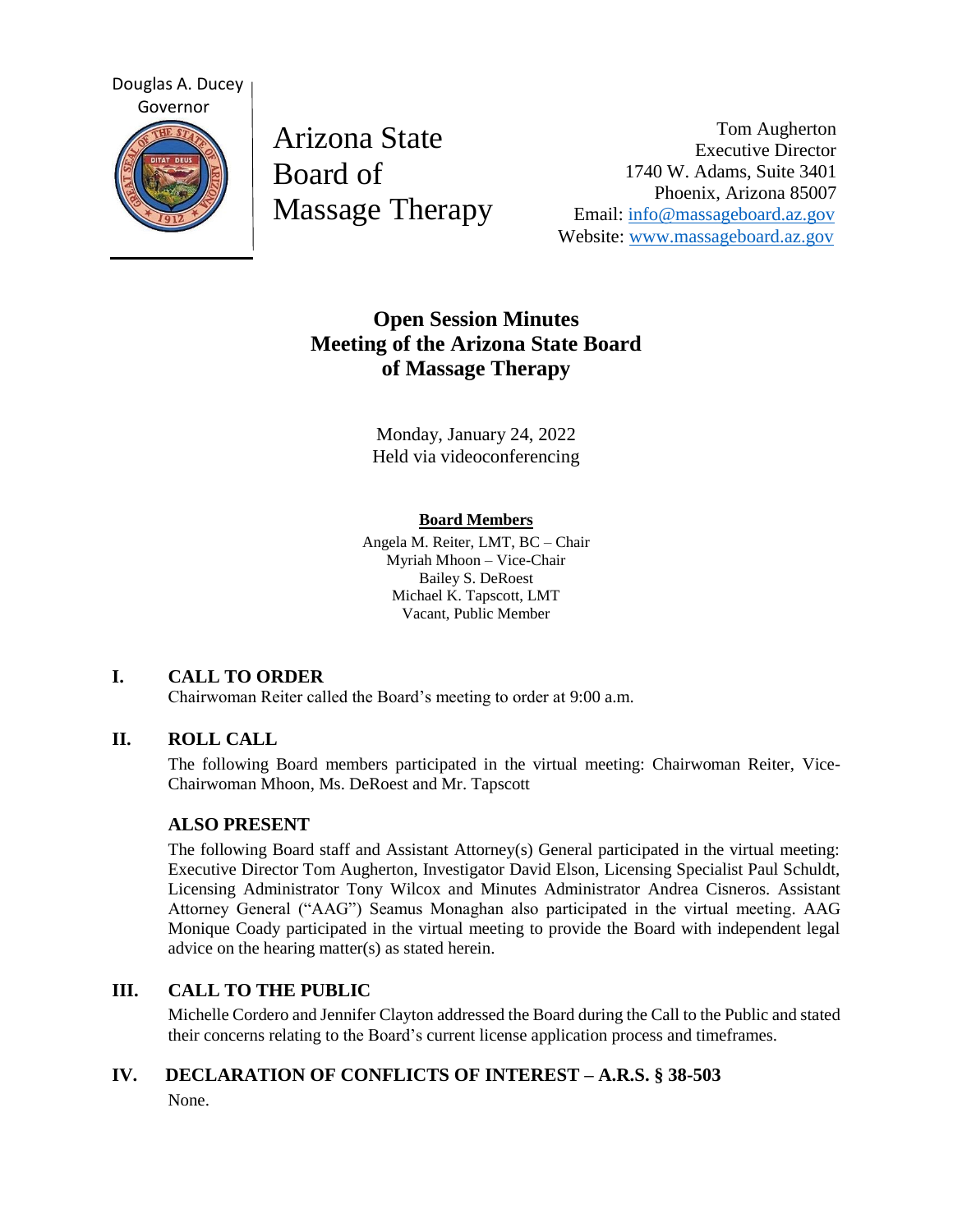Douglas A. Ducey
Governor

Arizona State Board of Massage Therapy

Tom Augherton
Executive Director
1740 W. Adams, Suite 3401
Phoenix, Arizona 85007
Email: info@massageboard.az.gov
Website: www.massageboard.az.gov

# Open Session Minutes Meeting of the Arizona State Board of Massage Therapy

Monday, January 24, 2022
Held via videoconferencing

**Board Members**

Angela M. Reiter, LMT, BC – Chair
Myriah Mhoon – Vice-Chair
Bailey S. DeRoest
Michael K. Tapscott, LMT
Vacant, Public Member

## I. CALL TO ORDER

Chairwoman Reiter called the Board's meeting to order at 9:00 a.m.

## II. ROLL CALL

The following Board members participated in the virtual meeting: Chairwoman Reiter, Vice-Chairwoman Mhoon, Ms. DeRoest and Mr. Tapscott

### ALSO PRESENT

The following Board staff and Assistant Attorney(s) General participated in the virtual meeting: Executive Director Tom Augherton, Investigator David Elson, Licensing Specialist Paul Schuldt, Licensing Administrator Tony Wilcox and Minutes Administrator Andrea Cisneros. Assistant Attorney General ("AAG") Seamus Monaghan also participated in the virtual meeting. AAG Monique Coady participated in the virtual meeting to provide the Board with independent legal advice on the hearing matter(s) as stated herein.

## III. CALL TO THE PUBLIC

Michelle Cordero and Jennifer Clayton addressed the Board during the Call to the Public and stated their concerns relating to the Board's current license application process and timeframes.

## IV. DECLARATION OF CONFLICTS OF INTEREST – A.R.S. § 38-503

None.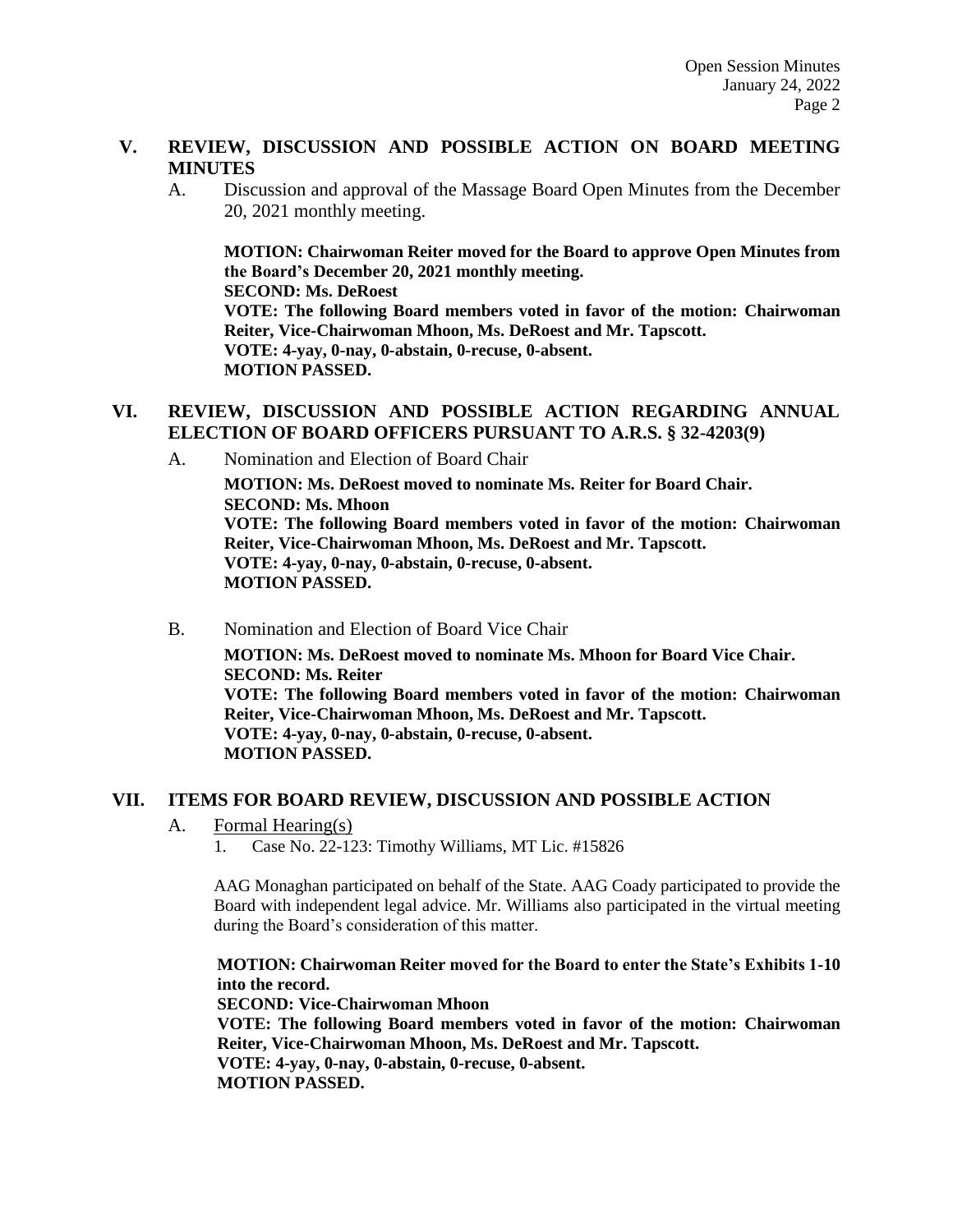## V. REVIEW, DISCUSSION AND POSSIBLE ACTION ON BOARD MEETING MINUTES

A. Discussion and approval of the Massage Board Open Minutes from the December 20, 2021 monthly meeting.

**MOTION: Chairwoman Reiter moved for the Board to approve Open Minutes from the Board's December 20, 2021 monthly meeting.**
**SECOND: Ms. DeRoest**
**VOTE: The following Board members voted in favor of the motion: Chairwoman Reiter, Vice-Chairwoman Mhoon, Ms. DeRoest and Mr. Tapscott.**
**VOTE: 4-yay, 0-nay, 0-abstain, 0-recuse, 0-absent.**
**MOTION PASSED.**

## VI. REVIEW, DISCUSSION AND POSSIBLE ACTION REGARDING ANNUAL ELECTION OF BOARD OFFICERS PURSUANT TO A.R.S. § 32-4203(9)

A. Nomination and Election of Board Chair

**MOTION: Ms. DeRoest moved to nominate Ms. Reiter for Board Chair.**
**SECOND: Ms. Mhoon**
**VOTE: The following Board members voted in favor of the motion: Chairwoman Reiter, Vice-Chairwoman Mhoon, Ms. DeRoest and Mr. Tapscott.**
**VOTE: 4-yay, 0-nay, 0-abstain, 0-recuse, 0-absent.**
**MOTION PASSED.**

B. Nomination and Election of Board Vice Chair

**MOTION: Ms. DeRoest moved to nominate Ms. Mhoon for Board Vice Chair.**
**SECOND: Ms. Reiter**
**VOTE: The following Board members voted in favor of the motion: Chairwoman Reiter, Vice-Chairwoman Mhoon, Ms. DeRoest and Mr. Tapscott.**
**VOTE: 4-yay, 0-nay, 0-abstain, 0-recuse, 0-absent.**
**MOTION PASSED.**

## VII. ITEMS FOR BOARD REVIEW, DISCUSSION AND POSSIBLE ACTION

A. Formal Hearing(s)

1. Case No. 22-123: Timothy Williams, MT Lic. #15826

AAG Monaghan participated on behalf of the State. AAG Coady participated to provide the Board with independent legal advice. Mr. Williams also participated in the virtual meeting during the Board's consideration of this matter.

**MOTION: Chairwoman Reiter moved for the Board to enter the State's Exhibits 1-10 into the record.**
**SECOND: Vice-Chairwoman Mhoon**
**VOTE: The following Board members voted in favor of the motion: Chairwoman Reiter, Vice-Chairwoman Mhoon, Ms. DeRoest and Mr. Tapscott.**
**VOTE: 4-yay, 0-nay, 0-abstain, 0-recuse, 0-absent.**
**MOTION PASSED.**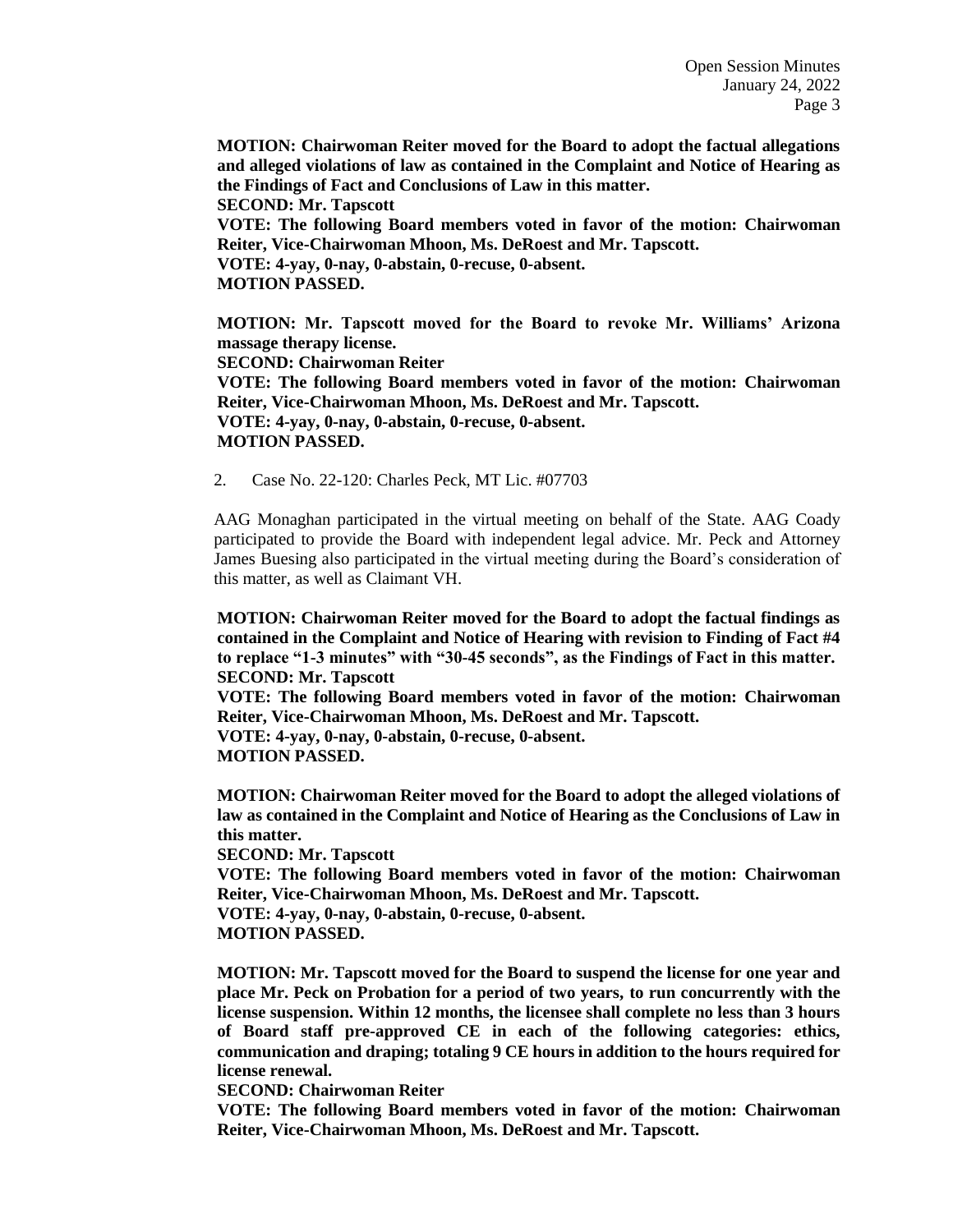**MOTION: Chairwoman Reiter moved for the Board to adopt the factual allegations and alleged violations of law as contained in the Complaint and Notice of Hearing as the Findings of Fact and Conclusions of Law in this matter.**
**SECOND: Mr. Tapscott**
**VOTE: The following Board members voted in favor of the motion: Chairwoman Reiter, Vice-Chairwoman Mhoon, Ms. DeRoest and Mr. Tapscott.**
**VOTE: 4-yay, 0-nay, 0-abstain, 0-recuse, 0-absent.**
**MOTION PASSED.**

**MOTION: Mr. Tapscott moved for the Board to revoke Mr. Williams' Arizona massage therapy license.**
**SECOND: Chairwoman Reiter**
**VOTE: The following Board members voted in favor of the motion: Chairwoman Reiter, Vice-Chairwoman Mhoon, Ms. DeRoest and Mr. Tapscott.**
**VOTE: 4-yay, 0-nay, 0-abstain, 0-recuse, 0-absent.**
**MOTION PASSED.**

2. Case No. 22-120: Charles Peck, MT Lic. #07703

AAG Monaghan participated in the virtual meeting on behalf of the State. AAG Coady participated to provide the Board with independent legal advice. Mr. Peck and Attorney James Buesing also participated in the virtual meeting during the Board's consideration of this matter, as well as Claimant VH.

**MOTION: Chairwoman Reiter moved for the Board to adopt the factual findings as contained in the Complaint and Notice of Hearing with revision to Finding of Fact #4 to replace "1-3 minutes" with "30-45 seconds", as the Findings of Fact in this matter.**
**SECOND: Mr. Tapscott**
**VOTE: The following Board members voted in favor of the motion: Chairwoman Reiter, Vice-Chairwoman Mhoon, Ms. DeRoest and Mr. Tapscott.**
**VOTE: 4-yay, 0-nay, 0-abstain, 0-recuse, 0-absent.**
**MOTION PASSED.**

**MOTION: Chairwoman Reiter moved for the Board to adopt the alleged violations of law as contained in the Complaint and Notice of Hearing as the Conclusions of Law in this matter.**
**SECOND: Mr. Tapscott**
**VOTE: The following Board members voted in favor of the motion: Chairwoman Reiter, Vice-Chairwoman Mhoon, Ms. DeRoest and Mr. Tapscott.**
**VOTE: 4-yay, 0-nay, 0-abstain, 0-recuse, 0-absent.**
**MOTION PASSED.**

**MOTION: Mr. Tapscott moved for the Board to suspend the license for one year and place Mr. Peck on Probation for a period of two years, to run concurrently with the license suspension. Within 12 months, the licensee shall complete no less than 3 hours of Board staff pre-approved CE in each of the following categories: ethics, communication and draping; totaling 9 CE hours in addition to the hours required for license renewal.**
**SECOND: Chairwoman Reiter**
**VOTE: The following Board members voted in favor of the motion: Chairwoman Reiter, Vice-Chairwoman Mhoon, Ms. DeRoest and Mr. Tapscott.**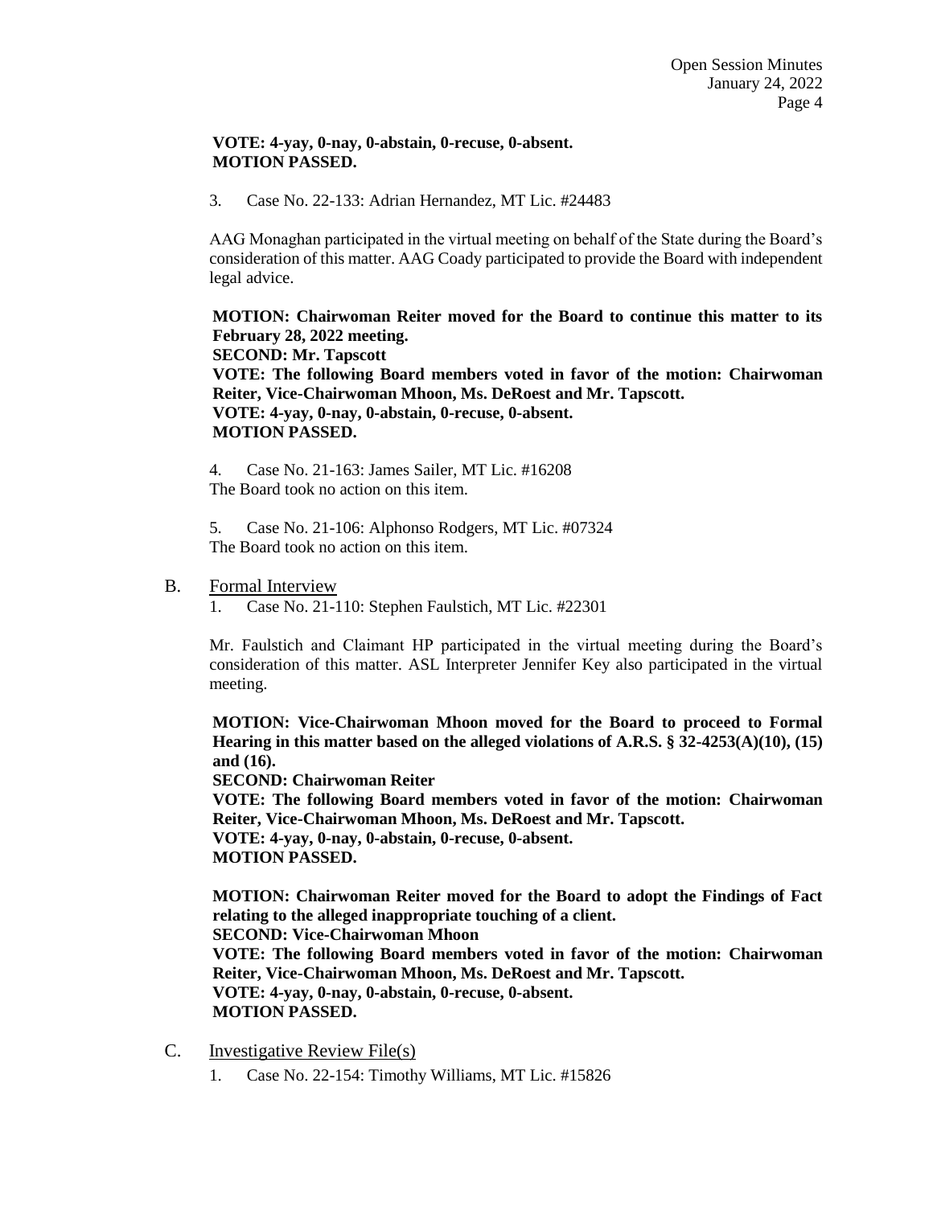**VOTE: 4-yay, 0-nay, 0-abstain, 0-recuse, 0-absent.**
**MOTION PASSED.**

3. Case No. 22-133: Adrian Hernandez, MT Lic. #24483

AAG Monaghan participated in the virtual meeting on behalf of the State during the Board's consideration of this matter. AAG Coady participated to provide the Board with independent legal advice.

**MOTION: Chairwoman Reiter moved for the Board to continue this matter to its February 28, 2022 meeting.**
**SECOND: Mr. Tapscott**
**VOTE: The following Board members voted in favor of the motion: Chairwoman Reiter, Vice-Chairwoman Mhoon, Ms. DeRoest and Mr. Tapscott.**
**VOTE: 4-yay, 0-nay, 0-abstain, 0-recuse, 0-absent.**
**MOTION PASSED.**

4. Case No. 21-163: James Sailer, MT Lic. #16208
The Board took no action on this item.

5. Case No. 21-106: Alphonso Rodgers, MT Lic. #07324
The Board took no action on this item.

B. Formal Interview

1. Case No. 21-110: Stephen Faulstich, MT Lic. #22301

Mr. Faulstich and Claimant HP participated in the virtual meeting during the Board's consideration of this matter. ASL Interpreter Jennifer Key also participated in the virtual meeting.

**MOTION: Vice-Chairwoman Mhoon moved for the Board to proceed to Formal Hearing in this matter based on the alleged violations of A.R.S. § 32-4253(A)(10), (15) and (16).**
**SECOND: Chairwoman Reiter**
**VOTE: The following Board members voted in favor of the motion: Chairwoman Reiter, Vice-Chairwoman Mhoon, Ms. DeRoest and Mr. Tapscott.**
**VOTE: 4-yay, 0-nay, 0-abstain, 0-recuse, 0-absent.**
**MOTION PASSED.**

**MOTION: Chairwoman Reiter moved for the Board to adopt the Findings of Fact relating to the alleged inappropriate touching of a client.**
**SECOND: Vice-Chairwoman Mhoon**
**VOTE: The following Board members voted in favor of the motion: Chairwoman Reiter, Vice-Chairwoman Mhoon, Ms. DeRoest and Mr. Tapscott.**
**VOTE: 4-yay, 0-nay, 0-abstain, 0-recuse, 0-absent.**
**MOTION PASSED.**

C. Investigative Review File(s)

1. Case No. 22-154: Timothy Williams, MT Lic. #15826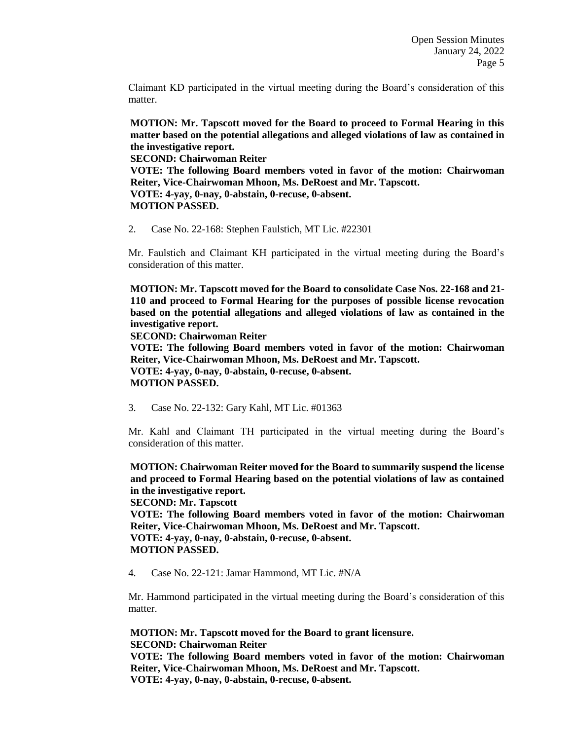Claimant KD participated in the virtual meeting during the Board's consideration of this matter.

**MOTION: Mr. Tapscott moved for the Board to proceed to Formal Hearing in this matter based on the potential allegations and alleged violations of law as contained in the investigative report.**
**SECOND: Chairwoman Reiter**
**VOTE: The following Board members voted in favor of the motion: Chairwoman Reiter, Vice-Chairwoman Mhoon, Ms. DeRoest and Mr. Tapscott.**
**VOTE: 4-yay, 0-nay, 0-abstain, 0-recuse, 0-absent.**
**MOTION PASSED.**

2. Case No. 22-168: Stephen Faulstich, MT Lic. #22301

Mr. Faulstich and Claimant KH participated in the virtual meeting during the Board's consideration of this matter.

**MOTION: Mr. Tapscott moved for the Board to consolidate Case Nos. 22-168 and 21-110 and proceed to Formal Hearing for the purposes of possible license revocation based on the potential allegations and alleged violations of law as contained in the investigative report.**
**SECOND: Chairwoman Reiter**
**VOTE: The following Board members voted in favor of the motion: Chairwoman Reiter, Vice-Chairwoman Mhoon, Ms. DeRoest and Mr. Tapscott.**
**VOTE: 4-yay, 0-nay, 0-abstain, 0-recuse, 0-absent.**
**MOTION PASSED.**

3. Case No. 22-132: Gary Kahl, MT Lic. #01363

Mr. Kahl and Claimant TH participated in the virtual meeting during the Board's consideration of this matter.

**MOTION: Chairwoman Reiter moved for the Board to summarily suspend the license and proceed to Formal Hearing based on the potential violations of law as contained in the investigative report.**
**SECOND: Mr. Tapscott**
**VOTE: The following Board members voted in favor of the motion: Chairwoman Reiter, Vice-Chairwoman Mhoon, Ms. DeRoest and Mr. Tapscott.**
**VOTE: 4-yay, 0-nay, 0-abstain, 0-recuse, 0-absent.**
**MOTION PASSED.**

4. Case No. 22-121: Jamar Hammond, MT Lic. #N/A

Mr. Hammond participated in the virtual meeting during the Board's consideration of this matter.

**MOTION: Mr. Tapscott moved for the Board to grant licensure.**
**SECOND: Chairwoman Reiter**
**VOTE: The following Board members voted in favor of the motion: Chairwoman Reiter, Vice-Chairwoman Mhoon, Ms. DeRoest and Mr. Tapscott.**
**VOTE: 4-yay, 0-nay, 0-abstain, 0-recuse, 0-absent.**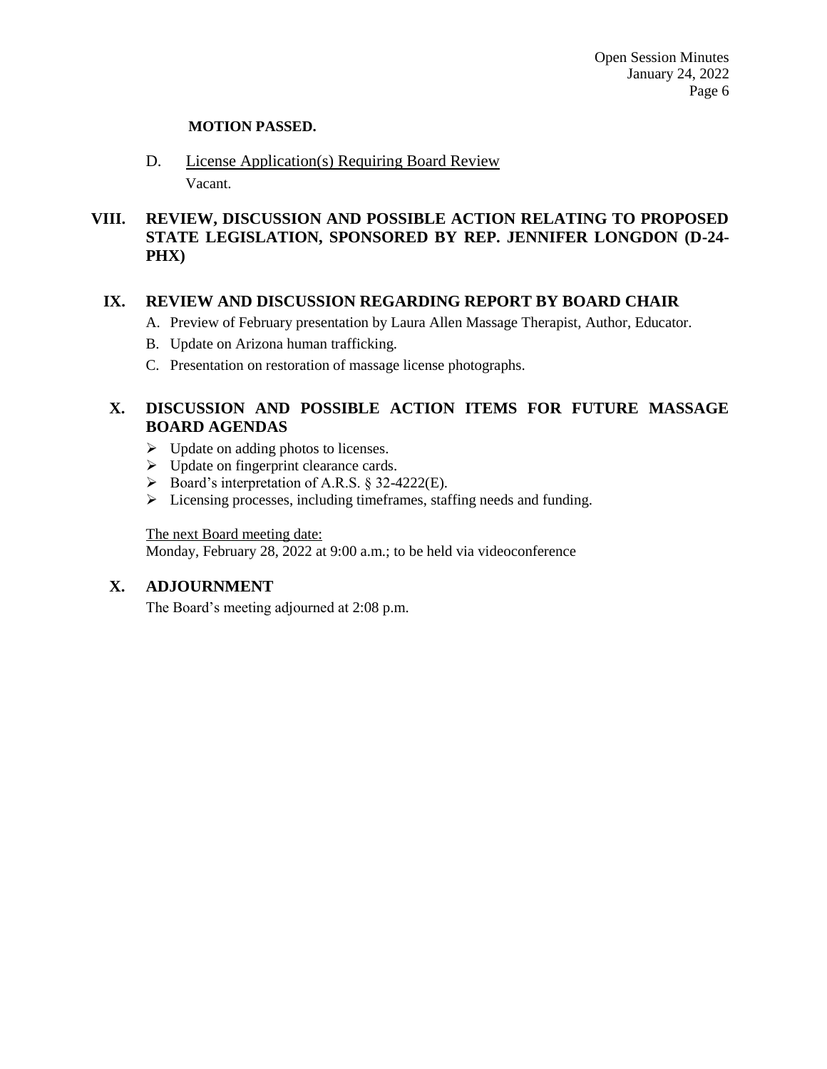**MOTION PASSED.**

D. <u>License Application(s) Requiring Board Review</u>
Vacant.

## VIII. REVIEW, DISCUSSION AND POSSIBLE ACTION RELATING TO PROPOSED STATE LEGISLATION, SPONSORED BY REP. JENNIFER LONGDON (D-24-PHX)

## IX. REVIEW AND DISCUSSION REGARDING REPORT BY BOARD CHAIR

A. Preview of February presentation by Laura Allen Massage Therapist, Author, Educator.
B. Update on Arizona human trafficking.
C. Presentation on restoration of massage license photographs.

## X. DISCUSSION AND POSSIBLE ACTION ITEMS FOR FUTURE MASSAGE BOARD AGENDAS

- Update on adding photos to licenses.
- Update on fingerprint clearance cards.
- Board's interpretation of A.R.S. § 32-4222(E).
- Licensing processes, including timeframes, staffing needs and funding.

<u>The next Board meeting date:</u>
Monday, February 28, 2022 at 9:00 a.m.; to be held via videoconference

## X. ADJOURNMENT

The Board's meeting adjourned at 2:08 p.m.